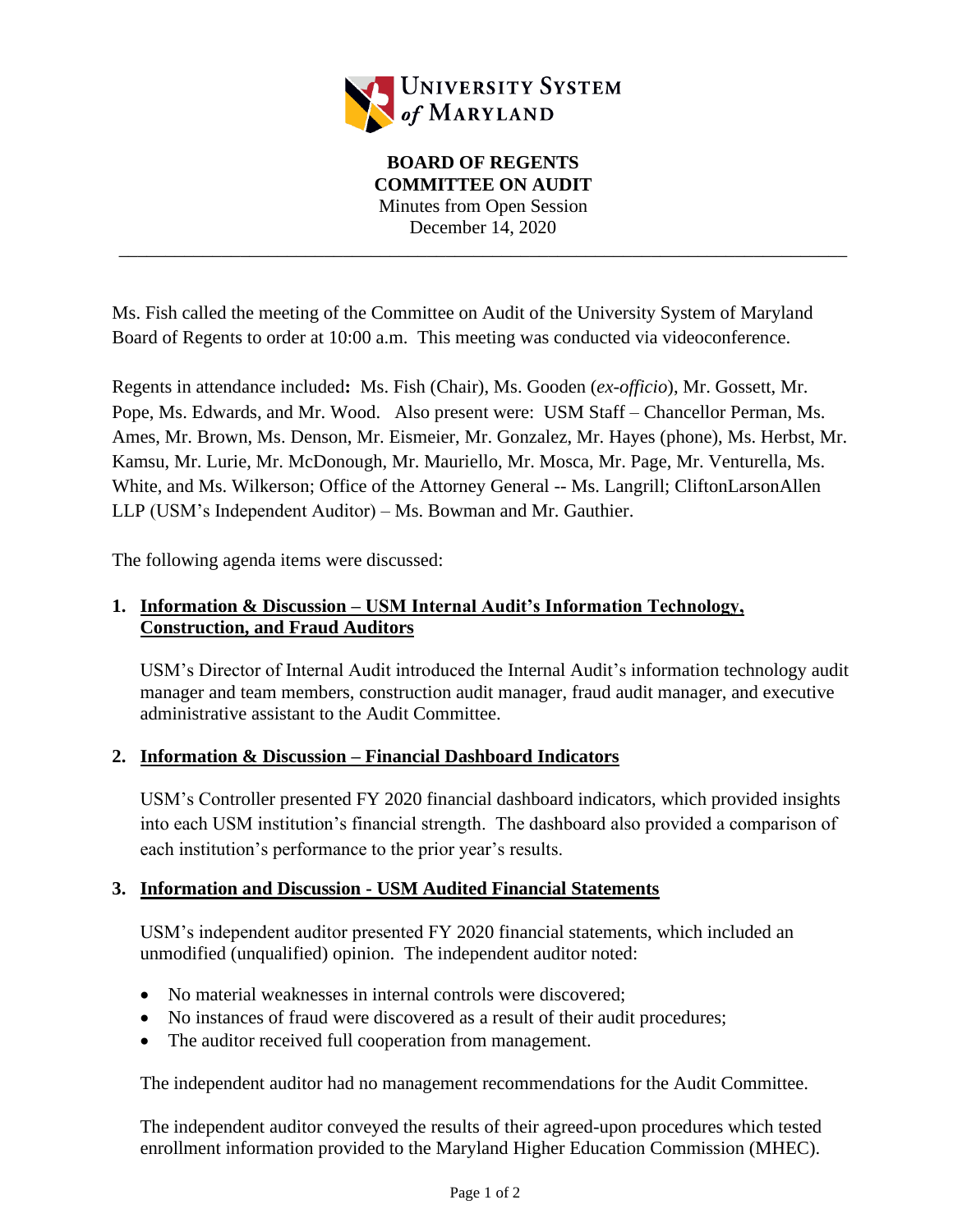UNIVERSITY SYSTEM *of* MARYLAND

**BOARD OF REGENTS**
**COMMITTEE ON AUDIT**
Minutes from Open Session
December 14, 2020

---

Ms. Fish called the meeting of the Committee on Audit of the University System of Maryland Board of Regents to order at 10:00 a.m. This meeting was conducted via videoconference.

Regents in attendance included**:** Ms. Fish (Chair), Ms. Gooden (*ex-officio*), Mr. Gossett, Mr. Pope, Ms. Edwards, and Mr. Wood. Also present were: USM Staff – Chancellor Perman, Ms. Ames, Mr. Brown, Ms. Denson, Mr. Eismeier, Mr. Gonzalez, Mr. Hayes (phone), Ms. Herbst, Mr. Kamsu, Mr. Lurie, Mr. McDonough, Mr. Mauriello, Mr. Mosca, Mr. Page, Mr. Venturella, Ms. White, and Ms. Wilkerson; Office of the Attorney General -- Ms. Langrill; CliftonLarsonAllen LLP (USM's Independent Auditor) – Ms. Bowman and Mr. Gauthier.

The following agenda items were discussed:

1. **Information & Discussion – USM Internal Audit's Information Technology, Construction, and Fraud Auditors**

   USM's Director of Internal Audit introduced the Internal Audit's information technology audit manager and team members, construction audit manager, fraud audit manager, and executive administrative assistant to the Audit Committee.

2. **Information & Discussion – Financial Dashboard Indicators**

   USM's Controller presented FY 2020 financial dashboard indicators, which provided insights into each USM institution's financial strength. The dashboard also provided a comparison of each institution's performance to the prior year's results.

3. **Information and Discussion - USM Audited Financial Statements**

   USM's independent auditor presented FY 2020 financial statements, which included an unmodified (unqualified) opinion. The independent auditor noted:

   - No material weaknesses in internal controls were discovered;
   - No instances of fraud were discovered as a result of their audit procedures;
   - The auditor received full cooperation from management.

   The independent auditor had no management recommendations for the Audit Committee.

   The independent auditor conveyed the results of their agreed-upon procedures which tested enrollment information provided to the Maryland Higher Education Commission (MHEC).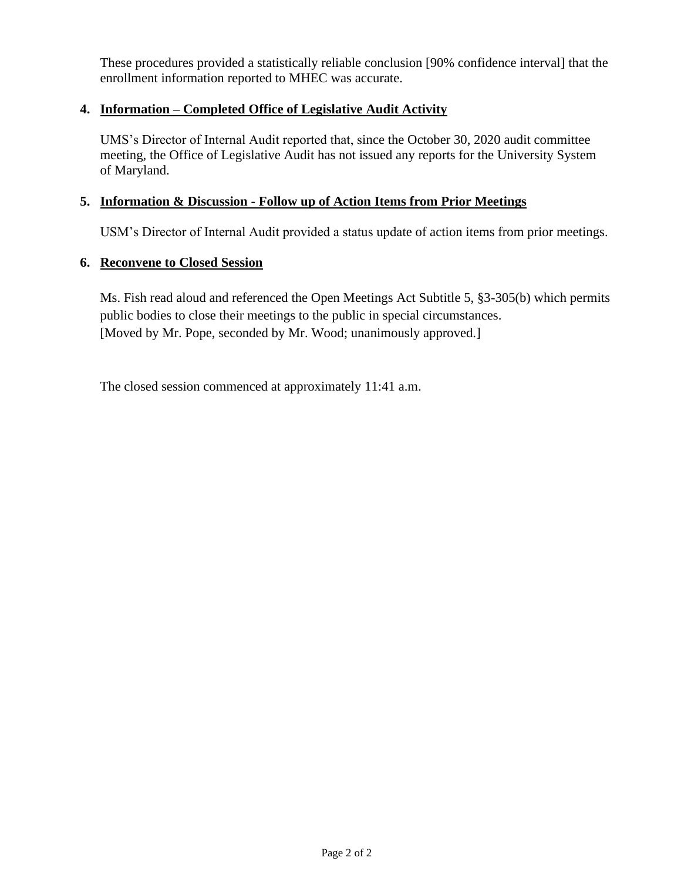These procedures provided a statistically reliable conclusion [90% confidence interval] that the enrollment information reported to MHEC was accurate.

4. **Information – Completed Office of Legislative Audit Activity**

   UMS's Director of Internal Audit reported that, since the October 30, 2020 audit committee meeting, the Office of Legislative Audit has not issued any reports for the University System of Maryland.

5. **Information & Discussion - Follow up of Action Items from Prior Meetings**

   USM's Director of Internal Audit provided a status update of action items from prior meetings.

6. **Reconvene to Closed Session**

   Ms. Fish read aloud and referenced the Open Meetings Act Subtitle 5, §3-305(b) which permits public bodies to close their meetings to the public in special circumstances.
   [Moved by Mr. Pope, seconded by Mr. Wood; unanimously approved.]

   The closed session commenced at approximately 11:41 a.m.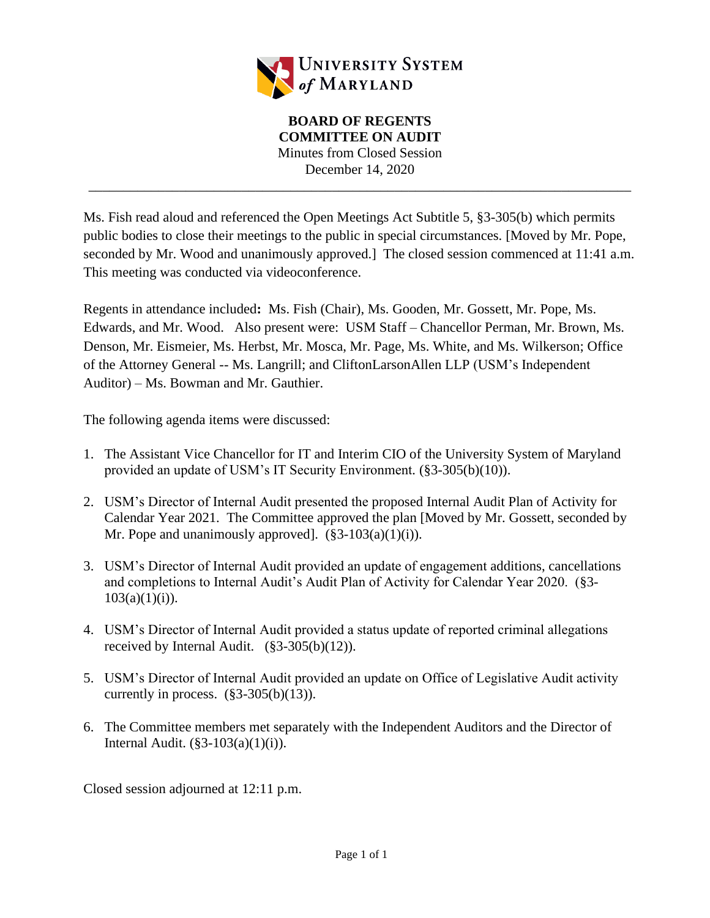**BOARD OF REGENTS**
**COMMITTEE ON AUDIT**
Minutes from Closed Session
December 14, 2020

---

Ms. Fish read aloud and referenced the Open Meetings Act Subtitle 5, §3-305(b) which permits public bodies to close their meetings to the public in special circumstances. [Moved by Mr. Pope, seconded by Mr. Wood and unanimously approved.] The closed session commenced at 11:41 a.m. This meeting was conducted via videoconference.

Regents in attendance included**:** Ms. Fish (Chair), Ms. Gooden, Mr. Gossett, Mr. Pope, Ms. Edwards, and Mr. Wood. Also present were: USM Staff – Chancellor Perman, Mr. Brown, Ms. Denson, Mr. Eismeier, Ms. Herbst, Mr. Mosca, Mr. Page, Ms. White, and Ms. Wilkerson; Office of the Attorney General -- Ms. Langrill; and CliftonLarsonAllen LLP (USM's Independent Auditor) – Ms. Bowman and Mr. Gauthier.

The following agenda items were discussed:

1. The Assistant Vice Chancellor for IT and Interim CIO of the University System of Maryland provided an update of USM's IT Security Environment. (§3-305(b)(10)).
2. USM's Director of Internal Audit presented the proposed Internal Audit Plan of Activity for Calendar Year 2021. The Committee approved the plan [Moved by Mr. Gossett, seconded by Mr. Pope and unanimously approved]. (§3-103(a)(1)(i)).
3. USM's Director of Internal Audit provided an update of engagement additions, cancellations and completions to Internal Audit's Audit Plan of Activity for Calendar Year 2020. (§3-103(a)(1)(i)).
4. USM's Director of Internal Audit provided a status update of reported criminal allegations received by Internal Audit. (§3-305(b)(12)).
5. USM's Director of Internal Audit provided an update on Office of Legislative Audit activity currently in process. (§3-305(b)(13)).
6. The Committee members met separately with the Independent Auditors and the Director of Internal Audit. (§3-103(a)(1)(i)).

Closed session adjourned at 12:11 p.m.